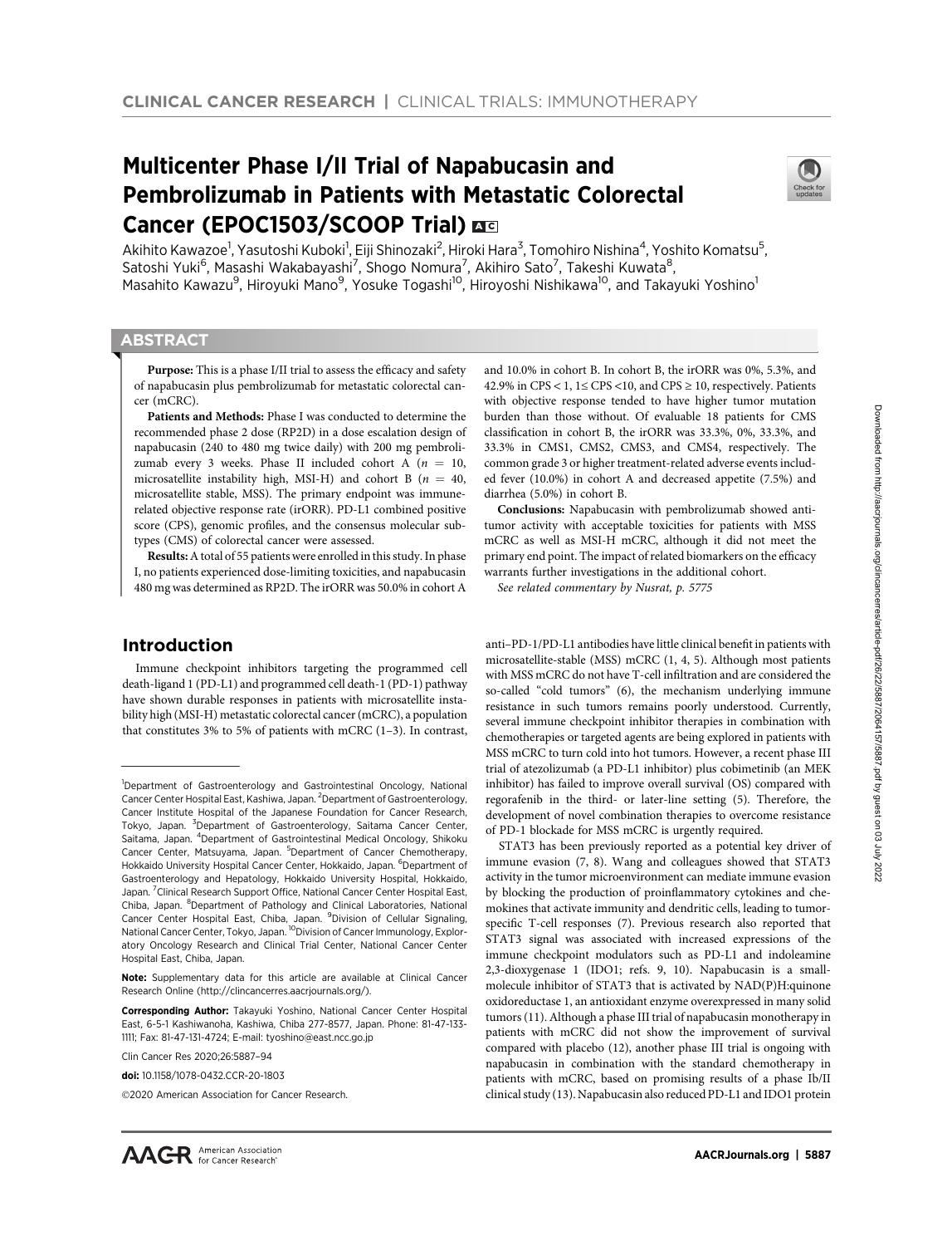# Multicenter Phase I/II Trial of Napabucasin and Pembrolizumab in Patients with Metastatic Colorectal Cancer (EPOC1503/SCOOP Trial)

Akihito Kawazoe[1], Yasutoshi Kuboki[1], Eiji Shinozaki[2], Hiroki Hara[3], Tomohiro Nishina[4], Yoshito Komatsu[5], Satoshi Yuki[6], Masashi Wakabayashi[7], Shogo Nomura[7], Akihiro Sato[7], Takeshi Kuwata[8], Masahito Kawazu[9], Hiroyuki Mano[9], Yosuke Togashi[10], Hiroyoshi Nishikawa[10], and Takayuki Yoshino[1]

## ABSTRACT

**Purpose:** This is a phase I/II trial to assess the efficacy and safety of napabucasin plus pembrolizumab for metastatic colorectal cancer (mCRC).

**Patients and Methods:** Phase I was conducted to determine the recommended phase 2 dose (RP2D) in a dose escalation design of napabucasin (240 to 480 mg twice daily) with 200 mg pembrolizumab every 3 weeks. Phase II included cohort A ($n = 10$, microsatellite instability high, MSI-H) and cohort B ($n = 40$, microsatellite stable, MSS). The primary endpoint was immune-related objective response rate (irORR). PD-L1 combined positive score (CPS), genomic profiles, and the consensus molecular subtypes (CMS) of colorectal cancer were assessed.

**Results:** A total of 55 patients were enrolled in this study. In phase I, no patients experienced dose-limiting toxicities, and napabucasin 480 mg was determined as RP2D. The irORR was 50.0% in cohort A and 10.0% in cohort B. In cohort B, the irORR was 0%, 5.3%, and 42.9% in CPS < 1, 1≤ CPS <10, and CPS ≥ 10, respectively. Patients with objective response tended to have higher tumor mutation burden than those without. Of evaluable 18 patients for CMS classification in cohort B, the irORR was 33.3%, 0%, 33.3%, and 33.3% in CMS1, CMS2, CMS3, and CMS4, respectively. The common grade 3 or higher treatment-related adverse events included fever (10.0%) in cohort A and decreased appetite (7.5%) and diarrhea (5.0%) in cohort B.

**Conclusions:** Napabucasin with pembrolizumab showed antitumor activity with acceptable toxicities for patients with MSS mCRC as well as MSI-H mCRC, although it did not meet the primary end point. The impact of related biomarkers on the efficacy warrants further investigations in the additional cohort.

*See related commentary by Nusrat, p. 5775*

## Introduction

Immune checkpoint inhibitors targeting the programmed cell death-ligand 1 (PD-L1) and programmed cell death-1 (PD-1) pathway have shown durable responses in patients with microsatellite instability high (MSI-H) metastatic colorectal cancer (mCRC), a population that constitutes 3% to 5% of patients with mCRC (1–3). In contrast, anti–PD-1/PD-L1 antibodies have little clinical benefit in patients with microsatellite-stable (MSS) mCRC (1, 4, 5). Although most patients with MSS mCRC do not have T-cell infiltration and are considered the so-called "cold tumors" (6), the mechanism underlying immune resistance in such tumors remains poorly understood. Currently, several immune checkpoint inhibitor therapies in combination with chemotherapies or targeted agents are being explored in patients with MSS mCRC to turn cold into hot tumors. However, a recent phase III trial of atezolizumab (a PD-L1 inhibitor) plus cobimetinib (an MEK inhibitor) has failed to improve overall survival (OS) compared with regorafenib in the third- or later-line setting (5). Therefore, the development of novel combination therapies to overcome resistance of PD-1 blockade for MSS mCRC is urgently required.

STAT3 has been previously reported as a potential key driver of immune evasion (7, 8). Wang and colleagues showed that STAT3 activity in the tumor microenvironment can mediate immune evasion by blocking the production of proinflammatory cytokines and chemokines that activate immunity and dendritic cells, leading to tumor-specific T-cell responses (7). Previous research also reported that STAT3 signal was associated with increased expressions of the immune checkpoint modulators such as PD-L1 and indoleamine 2,3-dioxygenase 1 (IDO1; refs. 9, 10). Napabucasin is a small-molecule inhibitor of STAT3 that is activated by NAD(P)H:quinone oxidoreductase 1, an antioxidant enzyme overexpressed in many solid tumors (11). Although a phase III trial of napabucasin monotherapy in patients with mCRC did not show the improvement of survival compared with placebo (12), another phase III trial is ongoing with napabucasin in combination with the standard chemotherapy in patients with mCRC, based on promising results of a phase Ib/II clinical study (13). Napabucasin also reduced PD-L1 and IDO1 protein

---

[1]Department of Gastroenterology and Gastrointestinal Oncology, National Cancer Center Hospital East, Kashiwa, Japan. [2]Department of Gastroenterology, Cancer Institute Hospital of the Japanese Foundation for Cancer Research, Tokyo, Japan. [3]Department of Gastroenterology, Saitama Cancer Center, Saitama, Japan. [4]Department of Gastrointestinal Medical Oncology, Shikoku Cancer Center, Matsuyama, Japan. [5]Department of Cancer Chemotherapy, Hokkaido University Hospital Cancer Center, Hokkaido, Japan. [6]Department of Gastroenterology and Hepatology, Hokkaido University Hospital, Hokkaido, Japan. [7]Clinical Research Support Office, National Cancer Center Hospital East, Chiba, Japan. [8]Department of Pathology and Clinical Laboratories, National Cancer Center Hospital East, Chiba, Japan. [9]Division of Cellular Signaling, National Cancer Center, Tokyo, Japan. [10]Division of Cancer Immunology, Exploratory Oncology Research and Clinical Trial Center, National Cancer Center Hospital East, Chiba, Japan.

**Note:** Supplementary data for this article are available at Clinical Cancer Research Online (http://clincancerres.aacrjournals.org/).

**Corresponding Author:** Takayuki Yoshino, National Cancer Center Hospital East, 6-5-1 Kashiwanoha, Kashiwa, Chiba 277-8577, Japan. Phone: 81-47-133-1111; Fax: 81-47-131-4724; E-mail: tyoshino@east.ncc.go.jp

Clin Cancer Res 2020;26:5887–94

**doi:** 10.1158/1078-0432.CCR-20-1803

©2020 American Association for Cancer Research.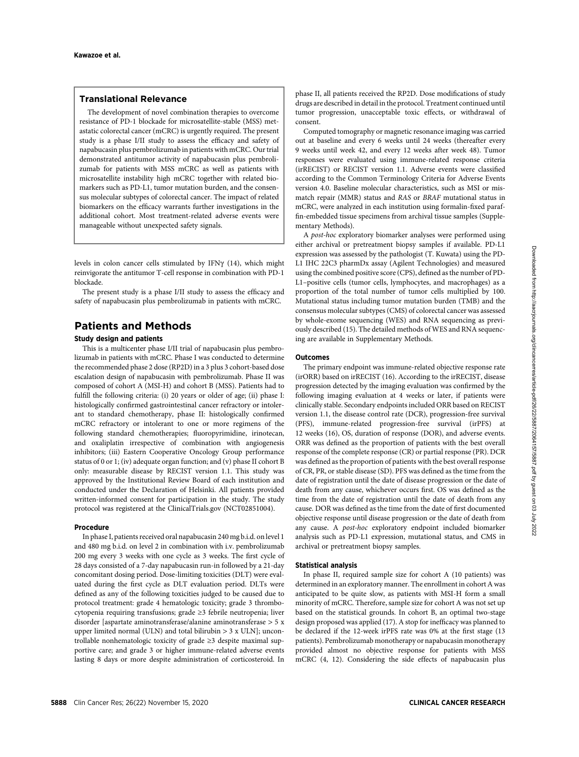## Translational Relevance

The development of novel combination therapies to overcome resistance of PD-1 blockade for microsatellite-stable (MSS) metastatic colorectal cancer (mCRC) is urgently required. The present study is a phase I/II study to assess the efficacy and safety of napabucasin plus pembrolizumab in patients with mCRC. Our trial demonstrated antitumor activity of napabucasin plus pembrolizumab for patients with MSS mCRC as well as patients with microsatellite instability high mCRC together with related biomarkers such as PD-L1, tumor mutation burden, and the consensus molecular subtypes of colorectal cancer. The impact of related biomarkers on the efficacy warrants further investigations in the additional cohort. Most treatment-related adverse events were manageable without unexpected safety signals.

levels in colon cancer cells stimulated by IFNγ (14), which might reinvigorate the antitumor T-cell response in combination with PD-1 blockade.

The present study is a phase I/II study to assess the efficacy and safety of napabucasin plus pembrolizumab in patients with mCRC.

# Patients and Methods

### Study design and patients

This is a multicenter phase I/II trial of napabucasin plus pembrolizumab in patients with mCRC. Phase I was conducted to determine the recommended phase 2 dose (RP2D) in a 3 plus 3 cohort-based dose escalation design of napabucasin with pembrolizumab. Phase II was composed of cohort A (MSI-H) and cohort B (MSS). Patients had to fulfill the following criteria: (i) 20 years or older of age; (ii) phase I: histologically confirmed gastrointestinal cancer refractory or intolerant to standard chemotherapy, phase II: histologically confirmed mCRC refractory or intolerant to one or more regimens of the following standard chemotherapies; fluoropyrimidine, irinotecan, and oxaliplatin irrespective of combination with angiogenesis inhibitors; (iii) Eastern Cooperative Oncology Group performance status of 0 or 1; (iv) adequate organ function; and (v) phase II cohort B only: measurable disease by RECIST version 1.1. This study was approved by the Institutional Review Board of each institution and conducted under the Declaration of Helsinki. All patients provided written-informed consent for participation in the study. The study protocol was registered at the ClinicalTrials.gov (NCT02851004).

### Procedure

In phase I, patients received oral napabucasin 240 mg b.i.d. on level 1 and 480 mg b.i.d. on level 2 in combination with i.v. pembrolizumab 200 mg every 3 weeks with one cycle as 3 weeks. The first cycle of 28 days consisted of a 7-day napabucasin run-in followed by a 21-day concomitant dosing period. Dose-limiting toxicities (DLT) were evaluated during the first cycle as DLT evaluation period. DLTs were defined as any of the following toxicities judged to be caused due to protocol treatment: grade 4 hematologic toxicity; grade 3 thrombocytopenia requiring transfusions; grade ≥3 febrile neutropenia; liver disorder [aspartate aminotransferase/alanine aminotransferase > 5 x upper limited normal (ULN) and total bilirubin > 3 x ULN]; uncontrollable nonhematologic toxicity of grade ≥3 despite maximal supportive care; and grade 3 or higher immune-related adverse events lasting 8 days or more despite administration of corticosteroid. In phase II, all patients received the RP2D. Dose modifications of study drugs are described in detail in the protocol. Treatment continued until tumor progression, unacceptable toxic effects, or withdrawal of consent.

Computed tomography or magnetic resonance imaging was carried out at baseline and every 6 weeks until 24 weeks (thereafter every 9 weeks until week 42, and every 12 weeks after week 48). Tumor responses were evaluated using immune-related response criteria (irRECIST) or RECIST version 1.1. Adverse events were classified according to the Common Terminology Criteria for Adverse Events version 4.0. Baseline molecular characteristics, such as MSI or mismatch repair (MMR) status and *RAS* or *BRAF* mutational status in mCRC, were analyzed in each institution using formalin-fixed paraffin-embedded tissue specimens from archival tissue samples (Supplementary Methods).

A *post-hoc* exploratory biomarker analyses were performed using either archival or pretreatment biopsy samples if available. PD-L1 expression was assessed by the pathologist (T. Kuwata) using the PD-L1 IHC 22C3 pharmDx assay (Agilent Technologies) and measured using the combined positive score (CPS), defined as the number of PD-L1–positive cells (tumor cells, lymphocytes, and macrophages) as a proportion of the total number of tumor cells multiplied by 100. Mutational status including tumor mutation burden (TMB) and the consensus molecular subtypes (CMS) of colorectal cancer was assessed by whole-exome sequencing (WES) and RNA sequencing as previously described (15). The detailed methods of WES and RNA sequencing are available in Supplementary Methods.

### Outcomes

The primary endpoint was immune-related objective response rate (irORR) based on irRECIST (16). According to the irRECIST, disease progression detected by the imaging evaluation was confirmed by the following imaging evaluation at 4 weeks or later, if patients were clinically stable. Secondary endpoints included ORR based on RECIST version 1.1, the disease control rate (DCR), progression-free survival (PFS), immune-related progression-free survival (irPFS) at 12 weeks (16), OS, duration of response (DOR), and adverse events. ORR was defined as the proportion of patients with the best overall response of the complete response (CR) or partial response (PR). DCR was defined as the proportion of patients with the best overall response of CR, PR, or stable disease (SD). PFS was defined as the time from the date of registration until the date of disease progression or the date of death from any cause, whichever occurs first. OS was defined as the time from the date of registration until the date of death from any cause. DOR was defined as the time from the date of first documented objective response until disease progression or the date of death from any cause. A *post-hoc* exploratory endpoint included biomarker analysis such as PD-L1 expression, mutational status, and CMS in archival or pretreatment biopsy samples.

### Statistical analysis

In phase II, required sample size for cohort A (10 patients) was determined in an exploratory manner. The enrollment in cohort A was anticipated to be quite slow, as patients with MSI-H form a small minority of mCRC. Therefore, sample size for cohort A was not set up based on the statistical grounds. In cohort B, an optimal two-stage design proposed was applied (17). A stop for inefficacy was planned to be declared if the 12-week irPFS rate was 0% at the first stage (13 patients). Pembrolizumab monotherapy or napabucasin monotherapy provided almost no objective response for patients with MSS mCRC (4, 12). Considering the side effects of napabucasin plus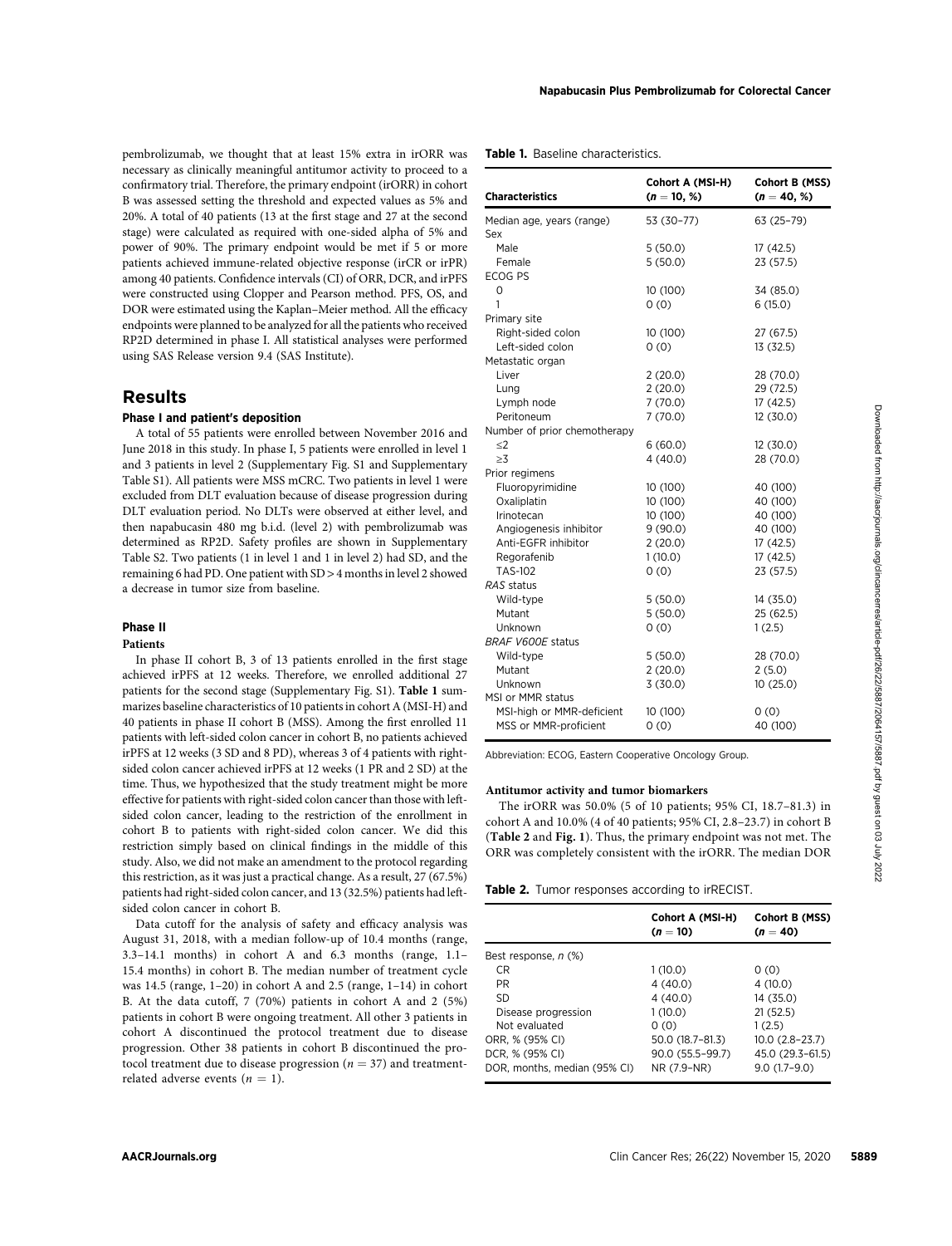pembrolizumab, we thought that at least 15% extra in irORR was necessary as clinically meaningful antitumor activity to proceed to a confirmatory trial. Therefore, the primary endpoint (irORR) in cohort B was assessed setting the threshold and expected values as 5% and 20%. A total of 40 patients (13 at the first stage and 27 at the second stage) were calculated as required with one-sided alpha of 5% and power of 90%. The primary endpoint would be met if 5 or more patients achieved immune-related objective response (irCR or irPR) among 40 patients. Confidence intervals (CI) of ORR, DCR, and irPFS were constructed using Clopper and Pearson method. PFS, OS, and DOR were estimated using the Kaplan–Meier method. All the efficacy endpoints were planned to be analyzed for all the patients who received RP2D determined in phase I. All statistical analyses were performed using SAS Release version 9.4 (SAS Institute).

## Results

### Phase I and patient's deposition

A total of 55 patients were enrolled between November 2016 and June 2018 in this study. In phase I, 5 patients were enrolled in level 1 and 3 patients in level 2 (Supplementary Fig. S1 and Supplementary Table S1). All patients were MSS mCRC. Two patients in level 1 were excluded from DLT evaluation because of disease progression during DLT evaluation period. No DLTs were observed at either level, and then napabucasin 480 mg b.i.d. (level 2) with pembrolizumab was determined as RP2D. Safety profiles are shown in Supplementary Table S2. Two patients (1 in level 1 and 1 in level 2) had SD, and the remaining 6 had PD. One patient with SD > 4 months in level 2 showed a decrease in tumor size from baseline.

### Phase II

#### Patients

In phase II cohort B, 3 of 13 patients enrolled in the first stage achieved irPFS at 12 weeks. Therefore, we enrolled additional 27 patients for the second stage (Supplementary Fig. S1). **Table 1** summarizes baseline characteristics of 10 patients in cohort A (MSI-H) and 40 patients in phase II cohort B (MSS). Among the first enrolled 11 patients with left-sided colon cancer in cohort B, no patients achieved irPFS at 12 weeks (3 SD and 8 PD), whereas 3 of 4 patients with right-sided colon cancer achieved irPFS at 12 weeks (1 PR and 2 SD) at the time. Thus, we hypothesized that the study treatment might be more effective for patients with right-sided colon cancer than those with left-sided colon cancer, leading to the restriction of the enrollment in cohort B to patients with right-sided colon cancer. We did this restriction simply based on clinical findings in the middle of this study. Also, we did not make an amendment to the protocol regarding this restriction, as it was just a practical change. As a result, 27 (67.5%) patients had right-sided colon cancer, and 13 (32.5%) patients had left-sided colon cancer in cohort B.

Data cutoff for the analysis of safety and efficacy analysis was August 31, 2018, with a median follow-up of 10.4 months (range, 3.3–14.1 months) in cohort A and 6.3 months (range, 1.1–15.4 months) in cohort B. The median number of treatment cycle was 14.5 (range, 1–20) in cohort A and 2.5 (range, 1–14) in cohort B. At the data cutoff, 7 (70%) patients in cohort A and 2 (5%) patients in cohort B were ongoing treatment. All other 3 patients in cohort A discontinued the protocol treatment due to disease progression. Other 38 patients in cohort B discontinued the protocol treatment due to disease progression ($n$ = 37) and treatment-related adverse events ($n$ = 1).

**Table 1.** Baseline characteristics.

| Characteristics | Cohort A (MSI-H) ($n$ = 10, %) | Cohort B (MSS) ($n$ = 40, %) |
|---|---|---|
| Median age, years (range) | 53 (30–77) | 63 (25–79) |
| Sex | | |
| Male | 5 (50.0) | 17 (42.5) |
| Female | 5 (50.0) | 23 (57.5) |
| ECOG PS | | |
| 0 | 10 (100) | 34 (85.0) |
| 1 | 0 (0) | 6 (15.0) |
| Primary site | | |
| Right-sided colon | 10 (100) | 27 (67.5) |
| Left-sided colon | 0 (0) | 13 (32.5) |
| Metastatic organ | | |
| Liver | 2 (20.0) | 28 (70.0) |
| Lung | 2 (20.0) | 29 (72.5) |
| Lymph node | 7 (70.0) | 17 (42.5) |
| Peritoneum | 7 (70.0) | 12 (30.0) |
| Number of prior chemotherapy | | |
| ≤2 | 6 (60.0) | 12 (30.0) |
| ≥3 | 4 (40.0) | 28 (70.0) |
| Prior regimens | | |
| Fluoropyrimidine | 10 (100) | 40 (100) |
| Oxaliplatin | 10 (100) | 40 (100) |
| Irinotecan | 10 (100) | 40 (100) |
| Angiogenesis inhibitor | 9 (90.0) | 40 (100) |
| Anti-EGFR inhibitor | 2 (20.0) | 17 (42.5) |
| Regorafenib | 1 (10.0) | 17 (42.5) |
| TAS-102 | 0 (0) | 23 (57.5) |
| *RAS* status | | |
| Wild-type | 5 (50.0) | 14 (35.0) |
| Mutant | 5 (50.0) | 25 (62.5) |
| Unknown | 0 (0) | 1 (2.5) |
| *BRAF V600E* status | | |
| Wild-type | 5 (50.0) | 28 (70.0) |
| Mutant | 2 (20.0) | 2 (5.0) |
| Unknown | 3 (30.0) | 10 (25.0) |
| MSI or MMR status | | |
| MSI-high or MMR-deficient | 10 (100) | 0 (0) |
| MSS or MMR-proficient | 0 (0) | 40 (100) |

Abbreviation: ECOG, Eastern Cooperative Oncology Group.

#### Antitumor activity and tumor biomarkers

The irORR was 50.0% (5 of 10 patients; 95% CI, 18.7–81.3) in cohort A and 10.0% (4 of 40 patients; 95% CI, 2.8–23.7) in cohort B (**Table 2** and **Fig. 1**). Thus, the primary endpoint was not met. The ORR was completely consistent with the irORR. The median DOR

**Table 2.** Tumor responses according to irRECIST.

| | Cohort A (MSI-H) ($n$ = 10) | Cohort B (MSS) ($n$ = 40) |
|---|---|---|
| Best response, $n$ (%) | | |
| CR | 1 (10.0) | 0 (0) |
| PR | 4 (40.0) | 4 (10.0) |
| SD | 4 (40.0) | 14 (35.0) |
| Disease progression | 1 (10.0) | 21 (52.5) |
| Not evaluated | 0 (0) | 1 (2.5) |
| ORR, % (95% CI) | 50.0 (18.7–81.3) | 10.0 (2.8–23.7) |
| DCR, % (95% CI) | 90.0 (55.5–99.7) | 45.0 (29.3–61.5) |
| DOR, months, median (95% CI) | NR (7.9–NR) | 9.0 (1.7–9.0) |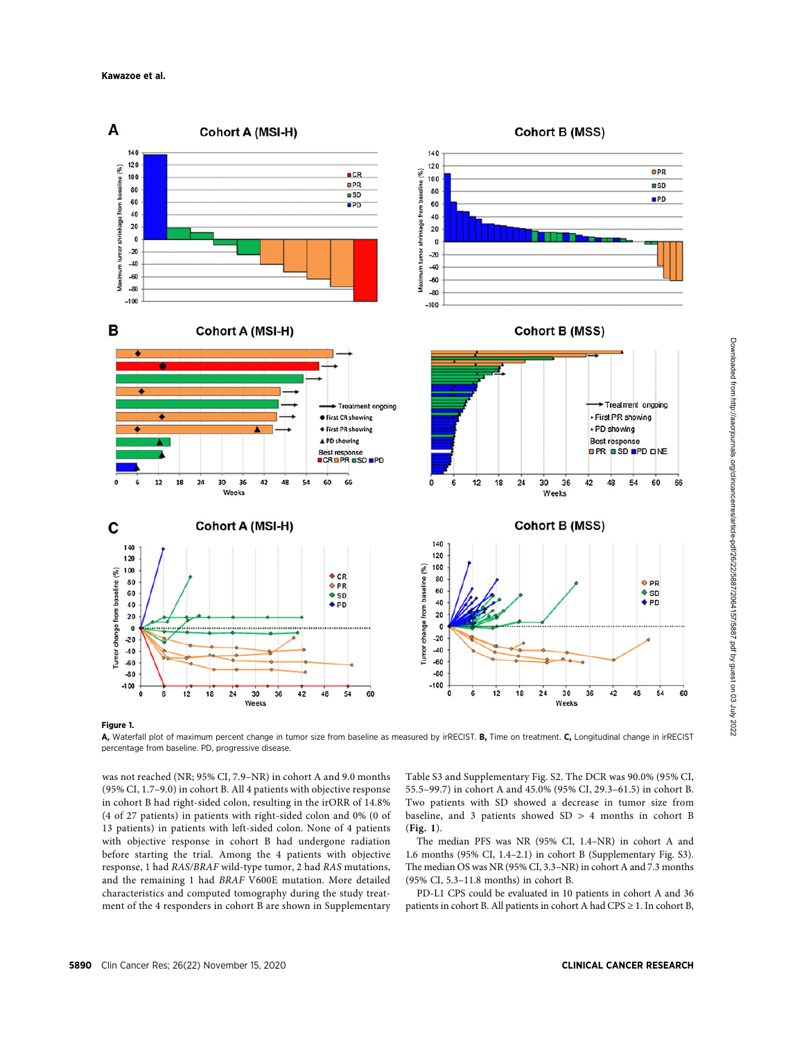**Figure 1.**

**A,** Waterfall plot of maximum percent change in tumor size from baseline as measured by irRECIST. **B,** Time on treatment. **C,** Longitudinal change in irRECIST percentage from baseline. PD, progressive disease.

was not reached (NR; 95% CI, 7.9–NR) in cohort A and 9.0 months (95% CI, 1.7–9.0) in cohort B. All 4 patients with objective response in cohort B had right-sided colon, resulting in the irORR of 14.8% (4 of 27 patients) in patients with right-sided colon and 0% (0 of 13 patients) in patients with left-sided colon. None of 4 patients with objective response in cohort B had undergone radiation before starting the trial. Among the 4 patients with objective response, 1 had *RAS/BRAF* wild-type tumor, 2 had *RAS* mutations, and the remaining 1 had *BRAF* V600E mutation. More detailed characteristics and computed tomography during the study treatment of the 4 responders in cohort B are shown in Supplementary Table S3 and Supplementary Fig. S2. The DCR was 90.0% (95% CI, 55.5–99.7) in cohort A and 45.0% (95% CI, 29.3–61.5) in cohort B. Two patients with SD showed a decrease in tumor size from baseline, and 3 patients showed SD > 4 months in cohort B (**Fig. 1**).

The median PFS was NR (95% CI, 1.4–NR) in cohort A and 1.6 months (95% CI, 1.4–2.1) in cohort B (Supplementary Fig. S3). The median OS was NR (95% CI, 3.3–NR) in cohort A and 7.3 months (95% CI, 5.3–11.8 months) in cohort B.

PD-L1 CPS could be evaluated in 10 patients in cohort A and 36 patients in cohort B. All patients in cohort A had CPS ≥ 1. In cohort B,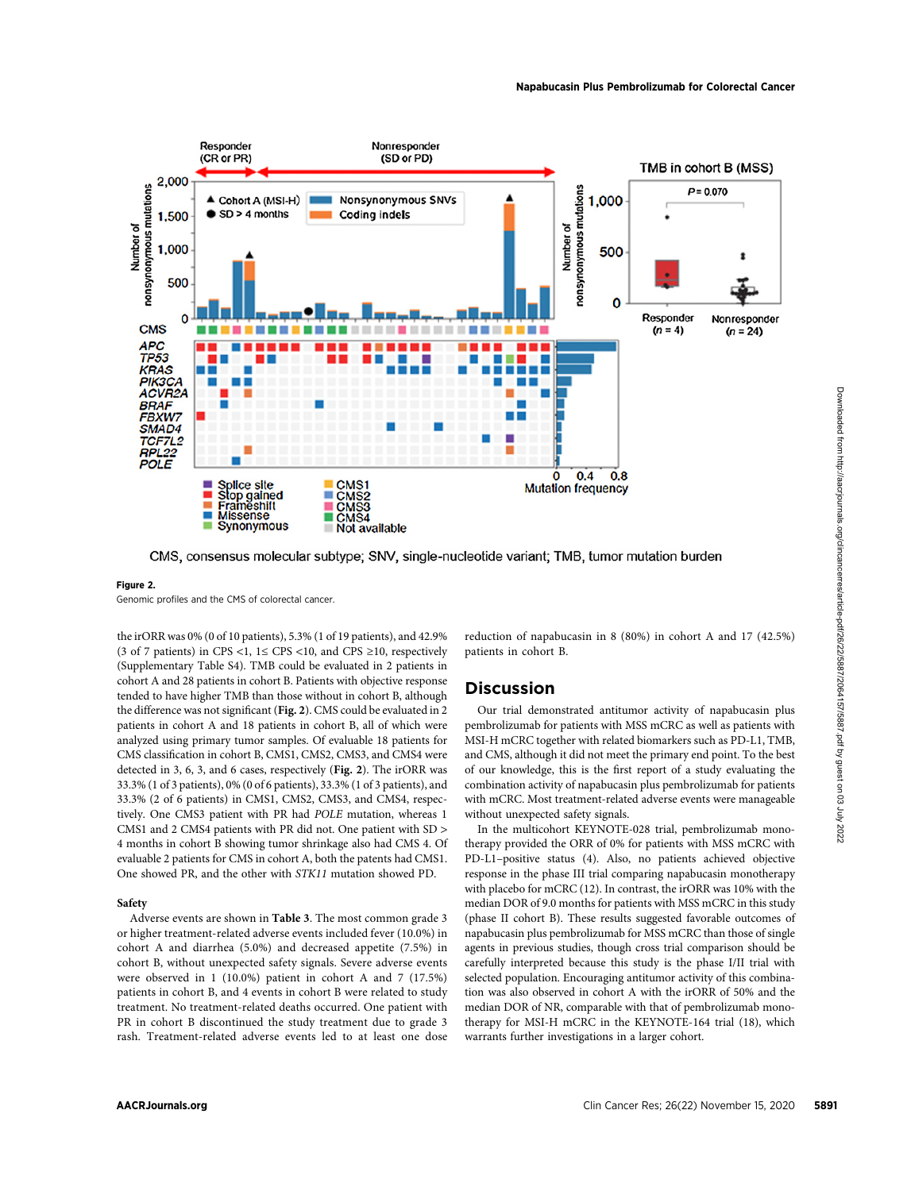Figure 2.

Genomic profiles and the CMS of colorectal cancer.

the irORR was 0% (0 of 10 patients), 5.3% (1 of 19 patients), and 42.9% (3 of 7 patients) in CPS <1, 1≤ CPS <10, and CPS ≥10, respectively (Supplementary Table S4). TMB could be evaluated in 2 patients in cohort A and 28 patients in cohort B. Patients with objective response tended to have higher TMB than those without in cohort B, although the difference was not significant (**Fig. 2**). CMS could be evaluated in 2 patients in cohort A and 18 patients in cohort B, all of which were analyzed using primary tumor samples. Of evaluable 18 patients for CMS classification in cohort B, CMS1, CMS2, CMS3, and CMS4 were detected in 3, 6, 3, and 6 cases, respectively (**Fig. 2**). The irORR was 33.3% (1 of 3 patients), 0% (0 of 6 patients), 33.3% (1 of 3 patients), and 33.3% (2 of 6 patients) in CMS1, CMS2, CMS3, and CMS4, respectively. One CMS3 patient with PR had *POLE* mutation, whereas 1 CMS1 and 2 CMS4 patients with PR did not. One patient with SD > 4 months in cohort B showing tumor shrinkage also had CMS 4. Of evaluable 2 patients for CMS in cohort A, both the patents had CMS1. One showed PR, and the other with *STK11* mutation showed PD.

### Safety

Adverse events are shown in **Table 3**. The most common grade 3 or higher treatment-related adverse events included fever (10.0%) in cohort A and diarrhea (5.0%) and decreased appetite (7.5%) in cohort B, without unexpected safety signals. Severe adverse events were observed in 1 (10.0%) patient in cohort A and 7 (17.5%) patients in cohort B, and 4 events in cohort B were related to study treatment. No treatment-related deaths occurred. One patient with PR in cohort B discontinued the study treatment due to grade 3 rash. Treatment-related adverse events led to at least one dose reduction of napabucasin in 8 (80%) in cohort A and 17 (42.5%) patients in cohort B.

## Discussion

Our trial demonstrated antitumor activity of napabucasin plus pembrolizumab for patients with MSS mCRC as well as patients with MSI-H mCRC together with related biomarkers such as PD-L1, TMB, and CMS, although it did not meet the primary end point. To the best of our knowledge, this is the first report of a study evaluating the combination activity of napabucasin plus pembrolizumab for patients with mCRC. Most treatment-related adverse events were manageable without unexpected safety signals.

In the multicohort KEYNOTE-028 trial, pembrolizumab monotherapy provided the ORR of 0% for patients with MSS mCRC with PD-L1–positive status (4). Also, no patients achieved objective response in the phase III trial comparing napabucasin monotherapy with placebo for mCRC (12). In contrast, the irORR was 10% with the median DOR of 9.0 months for patients with MSS mCRC in this study (phase II cohort B). These results suggested favorable outcomes of napabucasin plus pembrolizumab for MSS mCRC than those of single agents in previous studies, though cross trial comparison should be carefully interpreted because this study is the phase I/II trial with selected population. Encouraging antitumor activity of this combination was also observed in cohort A with the irORR of 50% and the median DOR of NR, comparable with that of pembrolizumab monotherapy for MSI-H mCRC in the KEYNOTE-164 trial (18), which warrants further investigations in a larger cohort.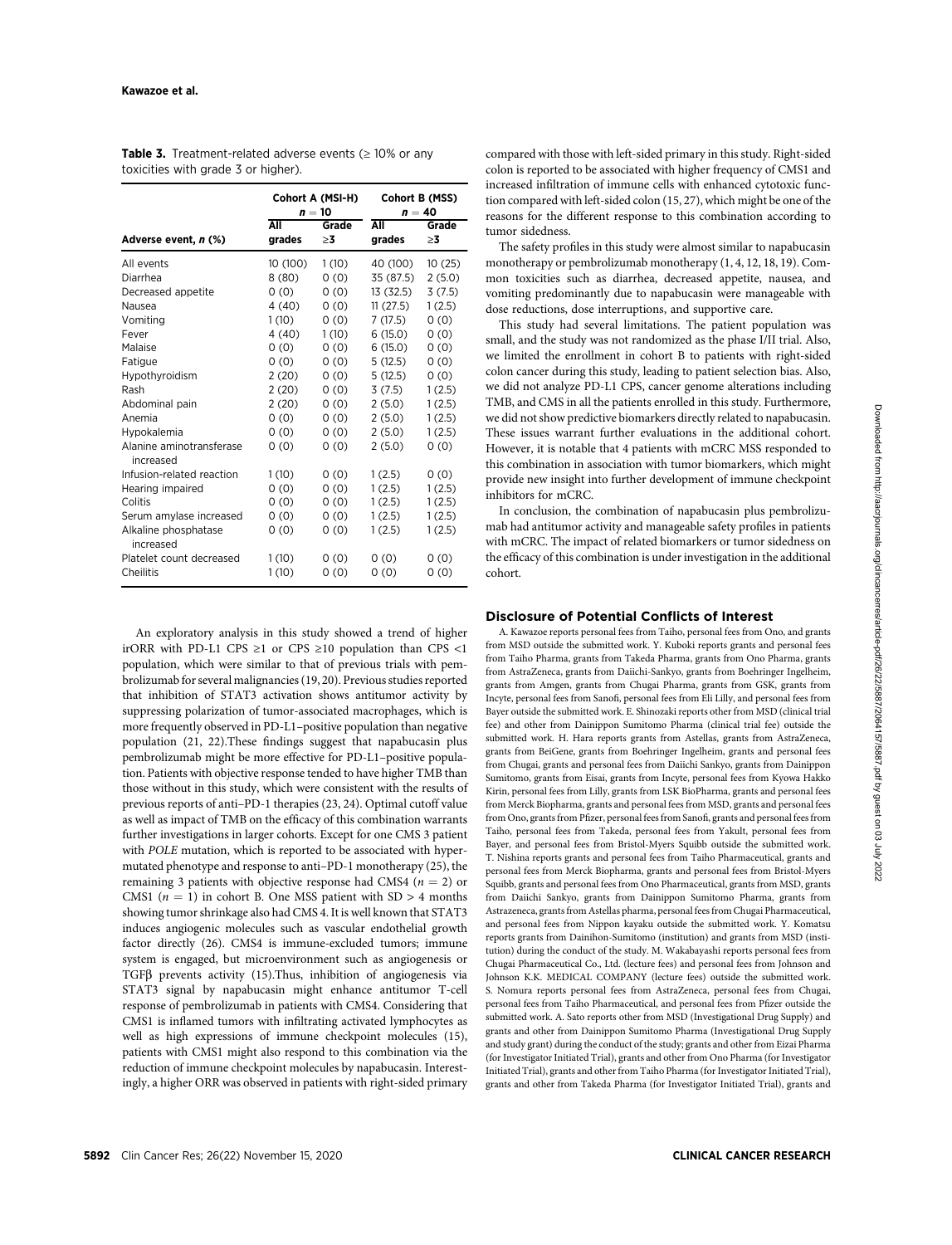**Table 3.** Treatment-related adverse events (≥ 10% or any toxicities with grade 3 or higher).

| Adverse event, *n* (%) | Cohort A (MSI-H) $n = 10$ | | Cohort B (MSS) $n = 40$ | |
|---|---|---|---|---|
| | All grades | Grade ≥3 | All grades | Grade ≥3 |
| All events | 10 (100) | 1 (10) | 40 (100) | 10 (25) |
| Diarrhea | 8 (80) | 0 (0) | 35 (87.5) | 2 (5.0) |
| Decreased appetite | 0 (0) | 0 (0) | 13 (32.5) | 3 (7.5) |
| Nausea | 4 (40) | 0 (0) | 11 (27.5) | 1 (2.5) |
| Vomiting | 1 (10) | 0 (0) | 7 (17.5) | 0 (0) |
| Fever | 4 (40) | 1 (10) | 6 (15.0) | 0 (0) |
| Malaise | 0 (0) | 0 (0) | 6 (15.0) | 0 (0) |
| Fatigue | 0 (0) | 0 (0) | 5 (12.5) | 0 (0) |
| Hypothyroidism | 2 (20) | 0 (0) | 5 (12.5) | 0 (0) |
| Rash | 2 (20) | 0 (0) | 3 (7.5) | 1 (2.5) |
| Abdominal pain | 2 (20) | 0 (0) | 2 (5.0) | 1 (2.5) |
| Anemia | 0 (0) | 0 (0) | 2 (5.0) | 1 (2.5) |
| Hypokalemia | 0 (0) | 0 (0) | 2 (5.0) | 1 (2.5) |
| Alanine aminotransferase increased | 0 (0) | 0 (0) | 2 (5.0) | 0 (0) |
| Infusion-related reaction | 1 (10) | 0 (0) | 1 (2.5) | 0 (0) |
| Hearing impaired | 0 (0) | 0 (0) | 1 (2.5) | 1 (2.5) |
| Colitis | 0 (0) | 0 (0) | 1 (2.5) | 1 (2.5) |
| Serum amylase increased | 0 (0) | 0 (0) | 1 (2.5) | 1 (2.5) |
| Alkaline phosphatase increased | 0 (0) | 0 (0) | 1 (2.5) | 1 (2.5) |
| Platelet count decreased | 1 (10) | 0 (0) | 0 (0) | 0 (0) |
| Cheilitis | 1 (10) | 0 (0) | 0 (0) | 0 (0) |

An exploratory analysis in this study showed a trend of higher irORR with PD-L1 CPS ≥1 or CPS ≥10 population than CPS <1 population, which were similar to that of previous trials with pembrolizumab for several malignancies (19, 20). Previous studies reported that inhibition of STAT3 activation shows antitumor activity by suppressing polarization of tumor-associated macrophages, which is more frequently observed in PD-L1–positive population than negative population (21, 22).These findings suggest that napabucasin plus pembrolizumab might be more effective for PD-L1–positive population. Patients with objective response tended to have higher TMB than those without in this study, which were consistent with the results of previous reports of anti–PD-1 therapies (23, 24). Optimal cutoff value as well as impact of TMB on the efficacy of this combination warrants further investigations in larger cohorts. Except for one CMS 3 patient with *POLE* mutation, which is reported to be associated with hypermutated phenotype and response to anti–PD-1 monotherapy (25), the remaining 3 patients with objective response had CMS4 ($n = 2$) or CMS1 ($n = 1$) in cohort B. One MSS patient with SD > 4 months showing tumor shrinkage also had CMS 4. It is well known that STAT3 induces angiogenic molecules such as vascular endothelial growth factor directly (26). CMS4 is immune-excluded tumors; immune system is engaged, but microenvironment such as angiogenesis or TGFβ prevents activity (15).Thus, inhibition of angiogenesis via STAT3 signal by napabucasin might enhance antitumor T-cell response of pembrolizumab in patients with CMS4. Considering that CMS1 is inflamed tumors with infiltrating activated lymphocytes as well as high expressions of immune checkpoint molecules (15), patients with CMS1 might also respond to this combination via the reduction of immune checkpoint molecules by napabucasin. Interestingly, a higher ORR was observed in patients with right-sided primary compared with those with left-sided primary in this study. Right-sided colon is reported to be associated with higher frequency of CMS1 and increased infiltration of immune cells with enhanced cytotoxic function compared with left-sided colon (15, 27), which might be one of the reasons for the different response to this combination according to tumor sidedness.

The safety profiles in this study were almost similar to napabucasin monotherapy or pembrolizumab monotherapy (1, 4, 12, 18, 19). Common toxicities such as diarrhea, decreased appetite, nausea, and vomiting predominantly due to napabucasin were manageable with dose reductions, dose interruptions, and supportive care.

This study had several limitations. The patient population was small, and the study was not randomized as the phase I/II trial. Also, we limited the enrollment in cohort B to patients with right-sided colon cancer during this study, leading to patient selection bias. Also, we did not analyze PD-L1 CPS, cancer genome alterations including TMB, and CMS in all the patients enrolled in this study. Furthermore, we did not show predictive biomarkers directly related to napabucasin. These issues warrant further evaluations in the additional cohort. However, it is notable that 4 patients with mCRC MSS responded to this combination in association with tumor biomarkers, which might provide new insight into further development of immune checkpoint inhibitors for mCRC.

In conclusion, the combination of napabucasin plus pembrolizumab had antitumor activity and manageable safety profiles in patients with mCRC. The impact of related biomarkers or tumor sidedness on the efficacy of this combination is under investigation in the additional cohort.

## Disclosure of Potential Conflicts of Interest

A. Kawazoe reports personal fees from Taiho, personal fees from Ono, and grants from MSD outside the submitted work. Y. Kuboki reports grants and personal fees from Taiho Pharma, grants from Takeda Pharma, grants from Ono Pharma, grants from AstraZeneca, grants from Daiichi-Sankyo, grants from Boehringer Ingelheim, grants from Amgen, grants from Chugai Pharma, grants from GSK, grants from Incyte, personal fees from Sanofi, personal fees from Eli Lilly, and personal fees from Bayer outside the submitted work. E. Shinozaki reports other from MSD (clinical trial fee) and other from Dainippon Sumitomo Pharma (clinical trial fee) outside the submitted work. H. Hara reports grants from Astellas, grants from AstraZeneca, grants from BeiGene, grants from Boehringer Ingelheim, grants and personal fees from Chugai, grants and personal fees from Daiichi Sankyo, grants from Dainippon Sumitomo, grants from Eisai, grants from Incyte, personal fees from Kyowa Hakko Kirin, personal fees from Lilly, grants from LSK BioPharma, grants and personal fees from Merck Biopharma, grants and personal fees from MSD, grants and personal fees from Ono, grants from Pfizer, personal fees from Sanofi, grants and personal fees from Taiho, personal fees from Takeda, personal fees from Yakult, personal fees from Bayer, and personal fees from Bristol-Myers Squibb outside the submitted work. T. Nishina reports grants and personal fees from Taiho Pharmaceutical, grants and personal fees from Merck Biopharma, grants and personal fees from Bristol-Myers Squibb, grants and personal fees from Ono Pharmaceutical, grants from MSD, grants from Daiichi Sankyo, grants from Dainippon Sumitomo Pharma, grants from Astrazeneca, grants from Astellas pharma, personal fees from Chugai Pharmaceutical, and personal fees from Nippon kayaku outside the submitted work. Y. Komatsu reports grants from Dainihon-Sumitomo (institution) and grants from MSD (institution) during the conduct of the study. M. Wakabayashi reports personal fees from Chugai Pharmaceutical Co., Ltd. (lecture fees) and personal fees from Johnson and Johnson K.K. MEDICAL COMPANY (lecture fees) outside the submitted work. S. Nomura reports personal fees from AstraZeneca, personal fees from Chugai, personal fees from Taiho Pharmaceutical, and personal fees from Pfizer outside the submitted work. A. Sato reports other from MSD (Investigational Drug Supply) and grants and other from Dainippon Sumitomo Pharma (Investigational Drug Supply and study grant) during the conduct of the study; grants and other from Eizai Pharma (for Investigator Initiated Trial), grants and other from Ono Pharma (for Investigator Initiated Trial), grants and other from Taiho Pharma (for Investigator Initiated Trial), grants and other from Takeda Pharma (for Investigator Initiated Trial), grants and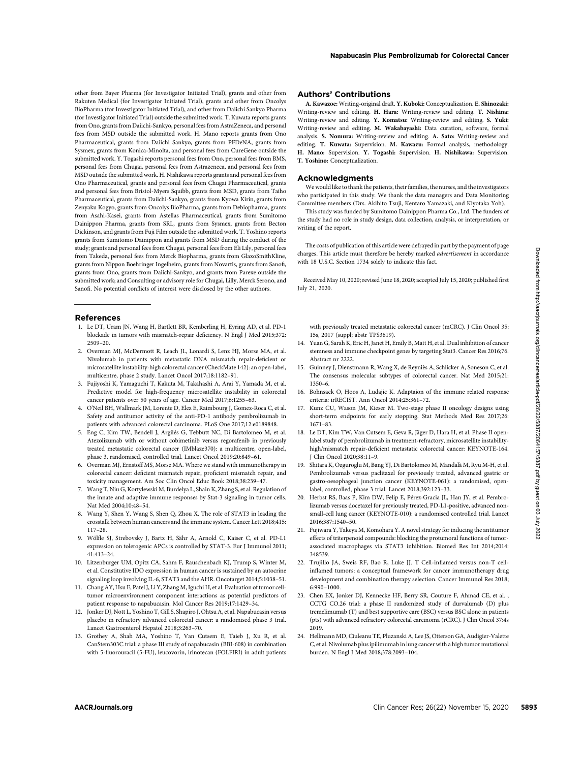other from Bayer Pharma (for Investigator Initiated Trial), grants and other from Rakuten Medical (for Investigator Initiated Trial), grants and other from Oncolys BioPharma (for Investigator Initiated Trial), and other from Daiichi Sankyo Pharma (for Investigator Initiated Trial) outside the submitted work. T. Kuwata reports grants from Ono, grants from Daiichi-Sankyo, personal fees from AstraZeneca, and personal fees from MSD outside the submitted work. H. Mano reports grants from Ono Pharmaceutical, grants from Daiichi Sankyo, grants from PFDeNA, grants from Sysmex, grants from Konica-Minolta, and personal fees from CureGene outside the submitted work. Y. Togashi reports personal fees from Ono, personal fees from BMS, personal fees from Chugai, personal fees from Astrazeneca, and personal fees from MSD outside the submitted work. H. Nishikawa reports grants and personal fees from Ono Pharmaceutical, grants and personal fees from Chugai Pharmaceutical, grants and personal fees from Bristol-Myers Squibb, grants from MSD, grants from Taiho Pharmaceutical, grants from Daiichi-Sankyo, grants from Kyowa Kirin, grants from Zenyaku Kogyo, grants from Oncolys BioPharma, grants from Debiopharma, grants from Asahi-Kasei, grants from Astellas Pharmaceutical, grants from Sumitomo Dainippon Pharma, grants from SRL, grants from Sysmex, grants from Becton Dickinson, and grants from Fuji Film outside the submitted work. T. Yoshino reports grants from Sumitomo Dainippon and grants from MSD during the conduct of the study; grants and personal fees from Chugai, personal fees from Eli Lily, personal fees from Takeda, personal fees from Merck Biopharma, grants from GlaxoSmithKline, grants from Nippon Boehringer Ingelheim, grants from Novartis, grants from Sanofi, grants from Ono, grants from Daiichi-Sankyo, and grants from Parexe outside the submitted work; and Consulting or advisory role for Chugai, Lilly, Merck Serono, and Sanofi. No potential conflicts of interest were disclosed by the other authors.

## Authors' Contributions

**A. Kawazoe:** Writing-original draft. **Y. Kuboki:** Conceptualization. **E. Shinozaki:** Writing-review and editing. **H. Hara:** Writing-review and editing. **T. Nishina:** Writing-review and editing. **Y. Komatsu:** Writing-review and editing. **S. Yuki:** Writing-review and editing. **M. Wakabayashi:** Data curation, software, formal analysis. **S. Nomura:** Writing-review and editing. **A. Sato:** Writing-review and editing. **T. Kuwata:** Supervision. **M. Kawazu:** Formal analysis, methodology. **H. Mano:** Supervision. **Y. Togashi:** Supervision. **H. Nishikawa:** Supervision. **T. Yoshino:** Conceptualization.

## Acknowledgments

We would like to thank the patients, their families, the nurses, and the investigators who participated in this study. We thank the data managers and Data Monitoring Committee members (Drs. Akihito Tsuji, Kentaro Yamazaki, and Kiyotaka Yoh).

This study was funded by Sumitomo Dainippon Pharma Co., Ltd. The funders of the study had no role in study design, data collection, analysis, or interpretation, or writing of the report.

The costs of publication of this article were defrayed in part by the payment of page charges. This article must therefore be hereby marked *advertisement* in accordance with 18 U.S.C. Section 1734 solely to indicate this fact.

Received May 10, 2020; revised June 18, 2020; accepted July 15, 2020; published first July 21, 2020.

## References

1. Le DT, Uram JN, Wang H, Bartlett BR, Kemberling H, Eyring AD, et al. PD-1 blockade in tumors with mismatch-repair deficiency. N Engl J Med 2015;372: 2509–20.
2. Overman MJ, McDermott R, Leach JL, Lonardi S, Lenz HJ, Morse MA, et al. Nivolumab in patients with metastatic DNA mismatch repair-deficient or microsatellite instability-high colorectal cancer (CheckMate 142): an open-label, multicentre, phase 2 study. Lancet Oncol 2017;18:1182–91.
3. Fujiyoshi K, Yamaguchi T, Kakuta M, Takahashi A, Arai Y, Yamada M, et al. Predictive model for high-frequency microsatellite instability in colorectal cancer patients over 50 years of age. Cancer Med 2017;6:1255–63.
4. O'Neil BH, Wallmark JM, Lorente D, Elez E, Raimbourg J, Gomez-Roca C, et al. Safety and antitumor activity of the anti-PD-1 antibody pembrolizumab in patients with advanced colorectal carcinoma. PLoS One 2017;12:e0189848.
5. Eng C, Kim TW, Bendell J, Argilés G, Tebbutt NC, Di Bartolomeo M, et al. Atezolizumab with or without cobimetinib versus regorafenib in previously treated metastatic colorectal cancer (IMblaze370): a multicentre, open-label, phase 3, randomised, controlled trial. Lancet Oncol 2019;20:849–61.
6. Overman MJ, Ernstoff MS, Morse MA. Where we stand with immunotherapy in colorectal cancer: deficient mismatch repair, proficient mismatch repair, and toxicity management. Am Soc Clin Oncol Educ Book 2018;38:239–47.
7. Wang T, Niu G, Kortylewski M, Burdelya L, Shain K, Zhang S, et al. Regulation of the innate and adaptive immune responses by Stat-3 signaling in tumor cells. Nat Med 2004;10:48–54.
8. Wang Y, Shen Y, Wang S, Shen Q, Zhou X. The role of STAT3 in leading the crosstalk between human cancers and the immune system. Cancer Lett 2018;415: 117–28.
9. Wölfle SJ, Strebovsky J, Bartz H, Sähr A, Arnold C, Kaiser C, et al. PD-L1 expression on tolerogenic APCs is controlled by STAT-3. Eur J Immunol 2011; 41:413–24.
10. Litzenburger UM, Opitz CA, Sahm F, Rauschenbach KJ, Trump S, Winter M, et al. Constitutive IDO expression in human cancer is sustained by an autocrine signaling loop involving IL-6, STAT3 and the AHR. Oncotarget 2014;5:1038–51.
11. Chang AY, Hsu E, Patel J, Li Y, Zhang M, Iguchi H, et al. Evaluation of tumor cell-tumor microenvironment component interactions as potential predictors of patient response to napabucasin. Mol Cancer Res 2019;17:1429–34.
12. Jonker DJ, Nott L, Yoshino T, Gill S, Shapiro J, Ohtsu A, et al. Napabucasin versus placebo in refractory advanced colorectal cancer: a randomised phase 3 trial. Lancet Gastroenterol Hepatol 2018;3:263–70.
13. Grothey A, Shah MA, Yoshino T, Van Cutsem E, Taieb J, Xu R, et al. CanStem303C trial: a phase III study of napabucasin (BBI-608) in combination with 5-fluorouracil (5-FU), leucovorin, irinotecan (FOLFIRI) in adult patients with previously treated metastatic colorectal cancer (mCRC). J Clin Oncol 35: 15s, 2017 (suppl; abstr TPS3619).
14. Yuan G, Sarah K, Eric H, Janet H, Emily B, Matt H, et al. Dual inhibition of cancer stemness and immune checkpoint genes by targeting Stat3. Cancer Res 2016;76. Abstract nr 2222.
15. Guinney J, Dienstmann R, Wang X, de Reyniès A, Schlicker A, Soneson C, et al. The consensus molecular subtypes of colorectal cancer. Nat Med 2015;21: 1350–6.
16. Bohnsack O, Hoos A, Ludajic K. Adaptaion of the immune related response criteria: irRECIST. Ann Oncol 2014;25:361–72.
17. Kunz CU, Wason JM, Kieser M. Two-stage phase II oncology designs using short-term endpoints for early stopping. Stat Methods Med Res 2017;26: 1671–83.
18. Le DT, Kim TW, Van Cutsem E, Geva R, Jäger D, Hara H, et al. Phase II open-label study of pembrolizumab in treatment-refractory, microsatellite instability-high/mismatch repair-deficient metastatic colorectal cancer: KEYNOTE-164. J Clin Oncol 2020;38:11–9.
19. Shitara K, Ozguroglu M, Bang YJ, Di Bartolomeo M, Mandalà M, Ryu M-H, et al. Pembrolizumab versus paclitaxel for previously treated, advanced gastric or gastro-oesophageal junction cancer (KEYNOTE-061): a randomised, open-label, controlled, phase 3 trial. Lancet 2018;392:123–33.
20. Herbst RS, Baas P, Kim DW, Felip E, Pérez-Gracia JL, Han JY, et al. Pembrolizumab versus docetaxel for previously treated, PD-L1-positive, advanced non-small-cell lung cancer (KEYNOTE-010): a randomised controlled trial. Lancet 2016;387:1540–50.
21. Fujiwara Y, Takeya M, Komohara Y. A novel strategy for inducing the antitumor effects of triterpenoid compounds: blocking the protumoral functions of tumor-associated macrophages via STAT3 inhibition. Biomed Res Int 2014;2014: 348539.
22. Trujillo JA, Sweis RF, Bao R, Luke JJ. T Cell-inflamed versus non-T cell-inflamed tumors: a conceptual framework for cancer immunotherapy drug development and combination therapy selection. Cancer Immunol Res 2018; 6:990–1000.
23. Chen EX, Jonker DJ, Kennecke HF, Berry SR, Couture F, Ahmad CE, et al. , CCTG CO.26 trial: a phase II randomized study of durvalumab (D) plus tremelimumab (T) and best supportive care (BSC) versus BSC alone in patients (pts) with advanced refractory colorectal carcinoma (rCRC). J Clin Oncol 37:4s 2019.
24. Hellmann MD, Ciuleanu TE, Pluzanski A, Lee JS, Otterson GA, Audigier-Valette C, et al. Nivolumab plus ipilimumab in lung cancer with a high tumor mutational burden. N Engl J Med 2018;378:2093–104.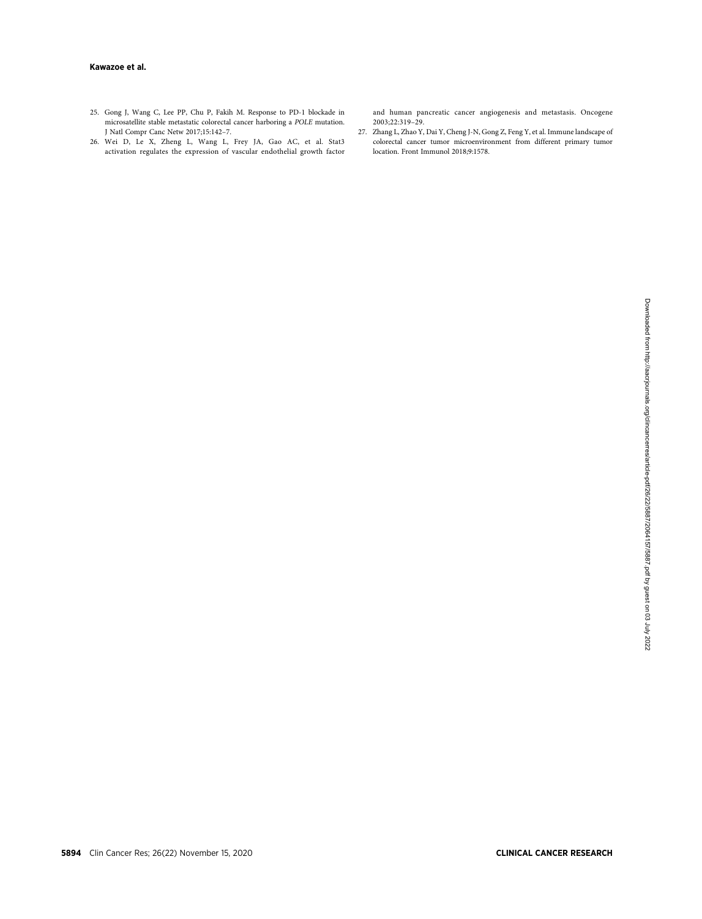25. Gong J, Wang C, Lee PP, Chu P, Fakih M. Response to PD-1 blockade in microsatellite stable metastatic colorectal cancer harboring a *POLE* mutation. J Natl Compr Canc Netw 2017;15:142–7.
26. Wei D, Le X, Zheng L, Wang L, Frey JA, Gao AC, et al. Stat3 activation regulates the expression of vascular endothelial growth factor and human pancreatic cancer angiogenesis and metastasis. Oncogene 2003;22:319–29.
27. Zhang L, Zhao Y, Dai Y, Cheng J-N, Gong Z, Feng Y, et al. Immune landscape of colorectal cancer tumor microenvironment from different primary tumor location. Front Immunol 2018;9:1578.